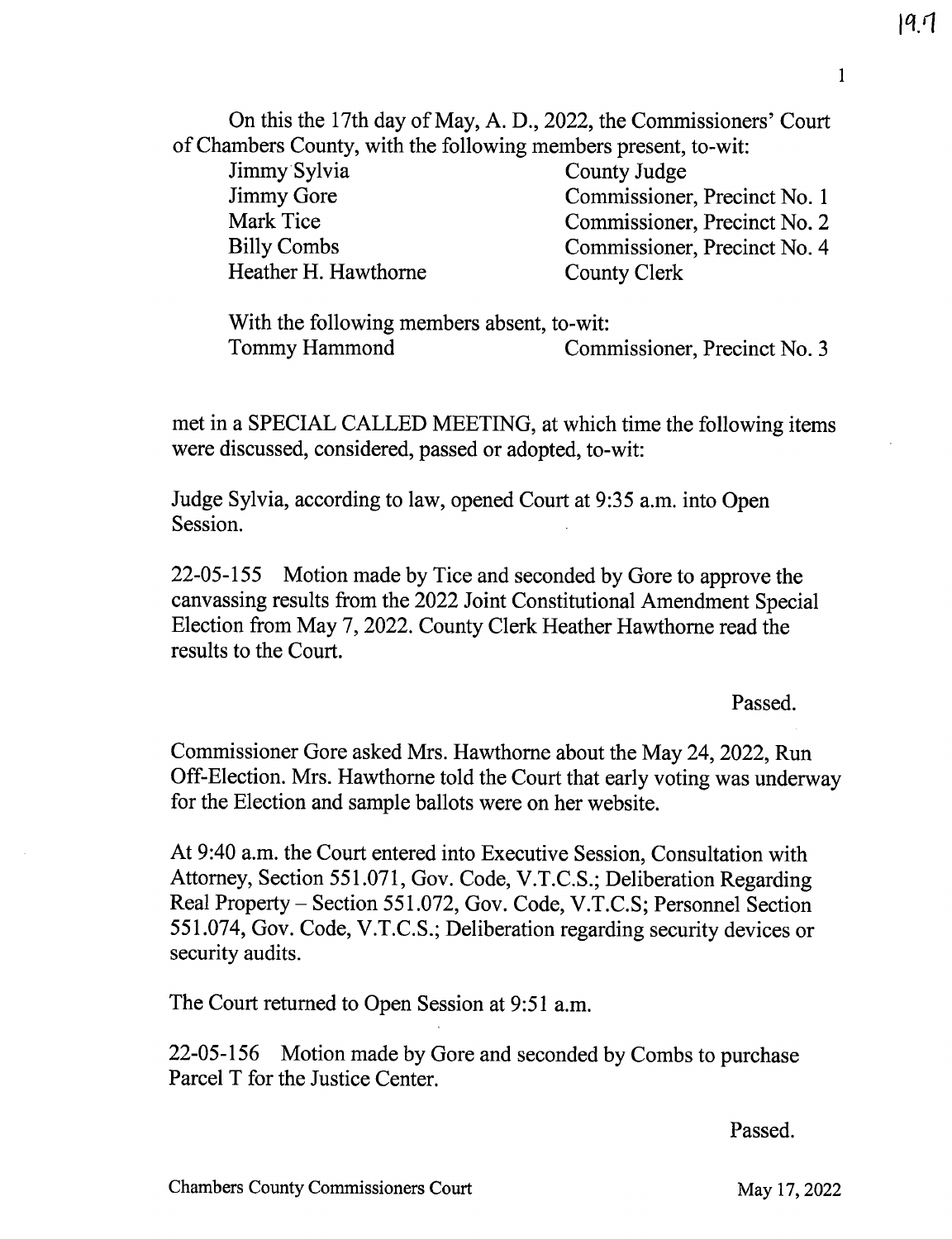On this the 17th day of May, A. D., 2022, the Commissioners' Court of Chambers County, with the following members present, to-wit:

| | |
|---|---|
| Jimmy Sylvia | County Judge |
| Jimmy Gore | Commissioner, Precinct No. 1 |
| Mark Tice | Commissioner, Precinct No. 2 |
| Billy Combs | Commissioner, Precinct No. 4 |
| Heather H. Hawthorne | County Clerk |

With the following members absent, to-wit:

| | |
|---|---|
| Tommy Hammond | Commissioner, Precinct No. 3 |

met in a SPECIAL CALLED MEETING, at which time the following items were discussed, considered, passed or adopted, to-wit:

Judge Sylvia, according to law, opened Court at 9:35 a.m. into Open Session.

22-05-155 Motion made by Tice and seconded by Gore to approve the canvassing results from the 2022 Joint Constitutional Amendment Special Election from May 7, 2022. County Clerk Heather Hawthorne read the results to the Court.

Passed.

Commissioner Gore asked Mrs. Hawthorne about the May 24, 2022, Run Off-Election. Mrs. Hawthorne told the Court that early voting was underway for the Election and sample ballots were on her website.

At 9:40 a.m. the Court entered into Executive Session, Consultation with Attorney, Section 551.071, Gov. Code, V.T.C.S.; Deliberation Regarding Real Property – Section 551.072, Gov. Code, V.T.C.S; Personnel Section 551.074, Gov. Code, V.T.C.S.; Deliberation regarding security devices or security audits.

The Court returned to Open Session at 9:51 a.m.

22-05-156 Motion made by Gore and seconded by Combs to purchase Parcel T for the Justice Center.

Passed.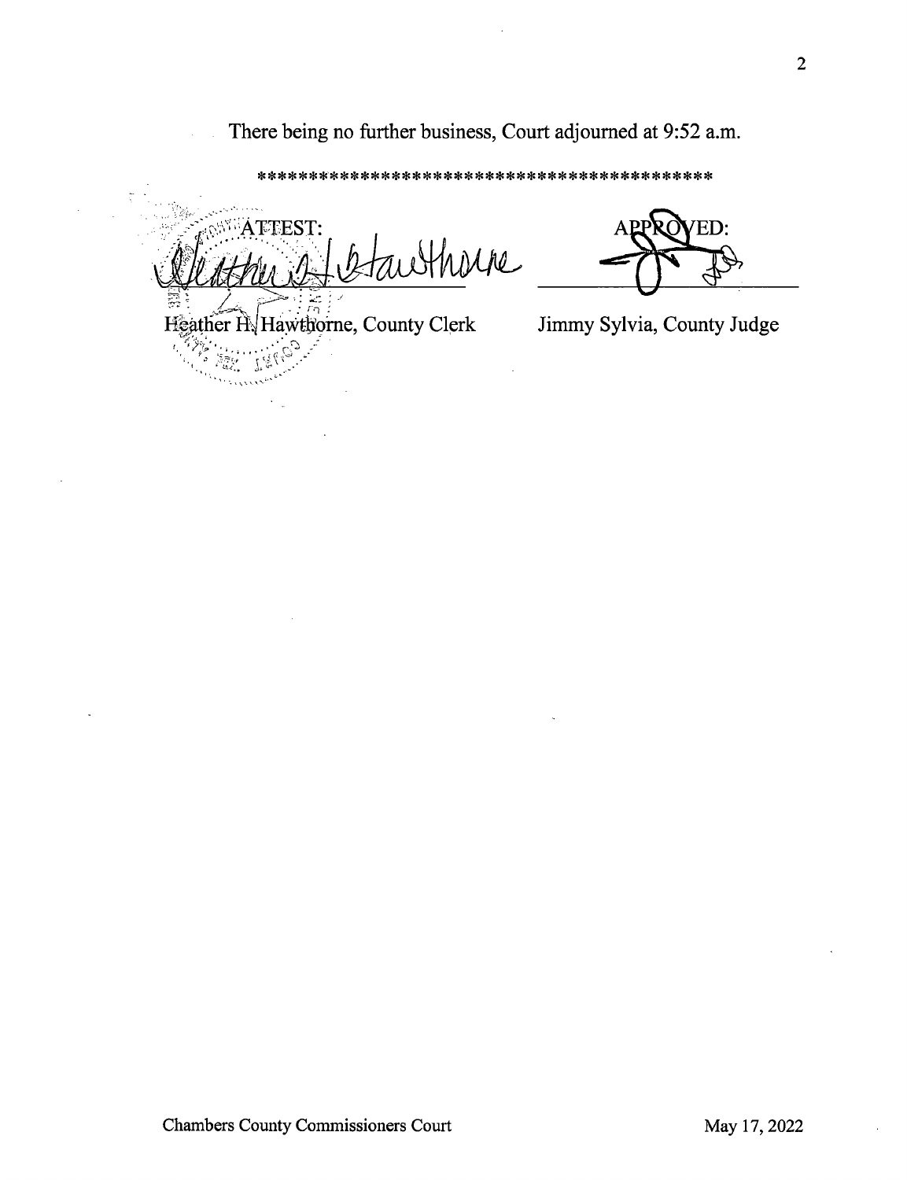There being no further business, Court adjourned at 9:52 a.m.

*******************************************

ATTEST:

Heather H. Hawthorne, County Clerk

APPROVED:

Jimmy Sylvia, County Judge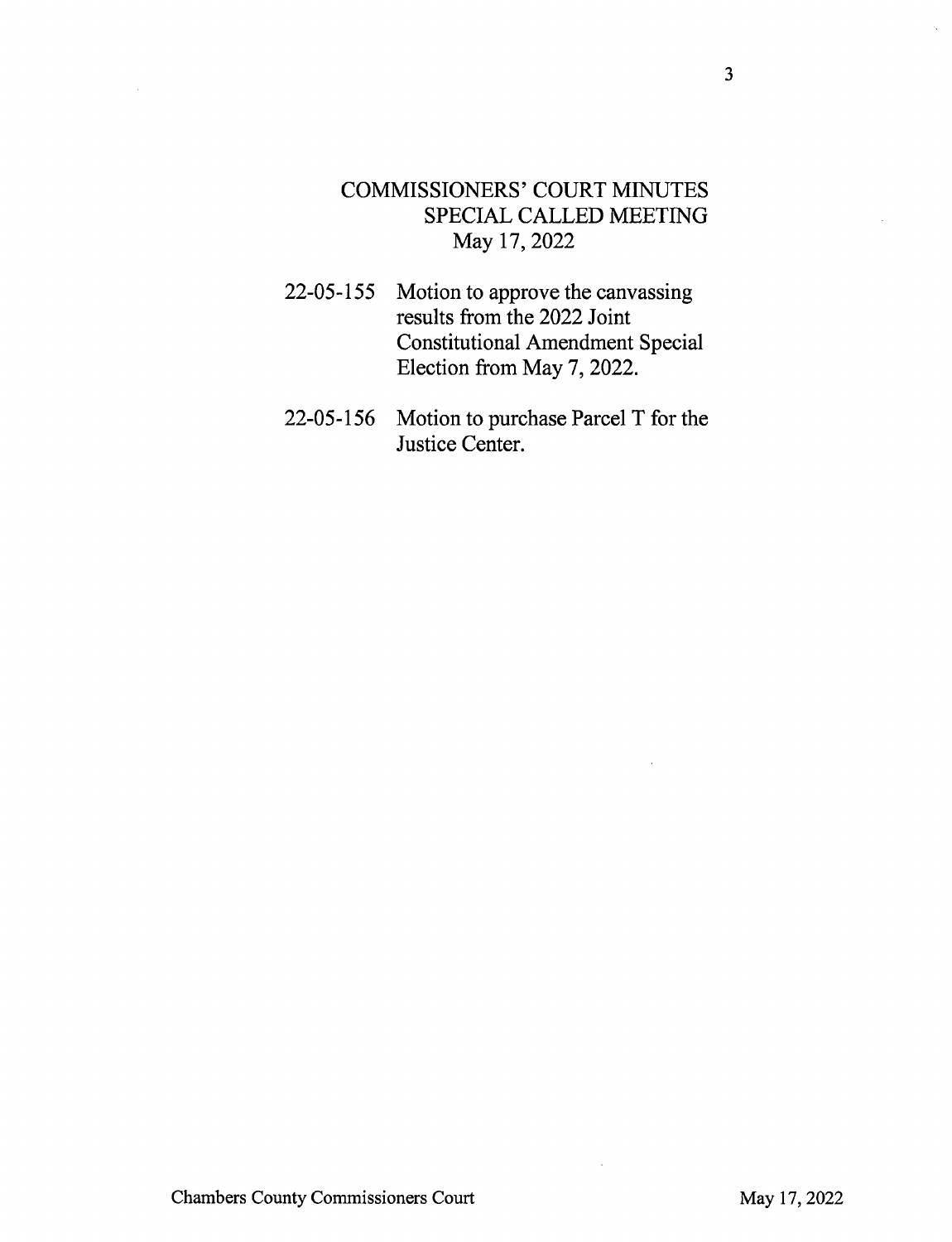# COMMISSIONERS' COURT MINUTES
## SPECIAL CALLED MEETING
### May 17, 2022

22-05-155 Motion to approve the canvassing results from the 2022 Joint Constitutional Amendment Special Election from May 7, 2022.

22-05-156 Motion to purchase Parcel T for the Justice Center.